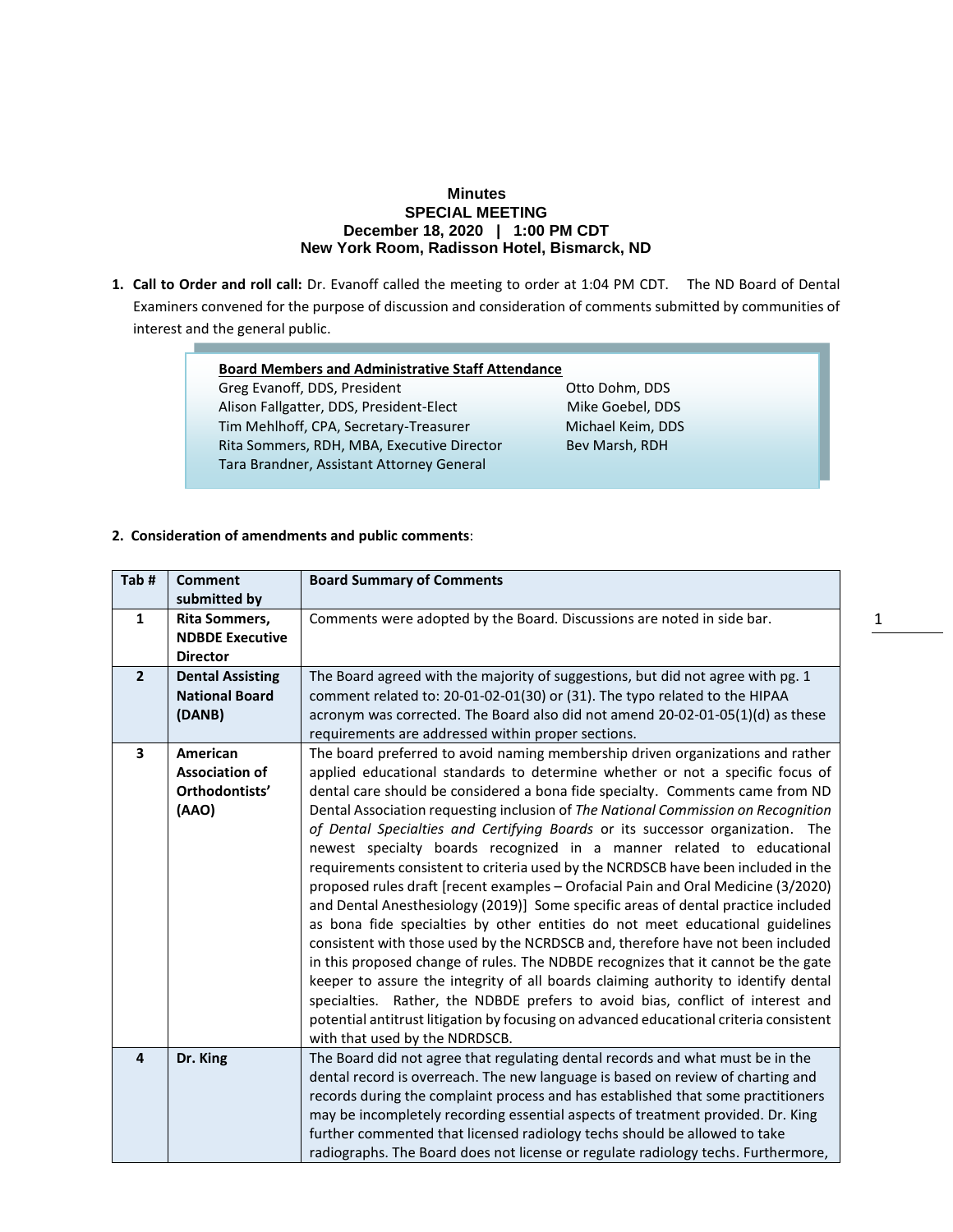**Minutes**
**SPECIAL MEETING**
**December 18, 2020 | 1:00 PM CDT**
**New York Room, Radisson Hotel, Bismarck, ND**

1. **Call to Order and roll call:** Dr. Evanoff called the meeting to order at 1:04 PM CDT. The ND Board of Dental Examiners convened for the purpose of discussion and consideration of comments submitted by communities of interest and the general public.

**Board Members and Administrative Staff Attendance**

Greg Evanoff, DDS, President
Alison Fallgatter, DDS, President-Elect
Tim Mehlhoff, CPA, Secretary-Treasurer
Rita Sommers, RDH, MBA, Executive Director
Tara Brandner, Assistant Attorney General
Otto Dohm, DDS
Mike Goebel, DDS
Michael Keim, DDS
Bev Marsh, RDH

2. **Consideration of amendments and public comments**:

| Tab # | Comment submitted by | Board Summary of Comments |
|---|---|---|
| **1** | **Rita Sommers, NDBDE Executive Director** | Comments were adopted by the Board. Discussions are noted in side bar. |
| **2** | **Dental Assisting National Board (DANB)** | The Board agreed with the majority of suggestions, but did not agree with pg. 1 comment related to: 20-01-02-01(30) or (31). The typo related to the HIPAA acronym was corrected. The Board also did not amend 20-02-01-05(1)(d) as these requirements are addressed within proper sections. |
| **3** | **American Association of Orthodontists' (AAO)** | The board preferred to avoid naming membership driven organizations and rather applied educational standards to determine whether or not a specific focus of dental care should be considered a bona fide specialty. Comments came from ND Dental Association requesting inclusion of *The National Commission on Recognition of Dental Specialties and Certifying Boards* or its successor organization. The newest specialty boards recognized in a manner related to educational requirements consistent to criteria used by the NCRDSCB have been included in the proposed rules draft [recent examples – Orofacial Pain and Oral Medicine (3/2020) and Dental Anesthesiology (2019)] Some specific areas of dental practice included as bona fide specialties by other entities do not meet educational guidelines consistent with those used by the NCRDSCB and, therefore have not been included in this proposed change of rules. The NDBDE recognizes that it cannot be the gate keeper to assure the integrity of all boards claiming authority to identify dental specialties. Rather, the NDBDE prefers to avoid bias, conflict of interest and potential antitrust litigation by focusing on advanced educational criteria consistent with that used by the NDRDSCB. |
| **4** | **Dr. King** | The Board did not agree that regulating dental records and what must be in the dental record is overreach. The new language is based on review of charting and records during the complaint process and has established that some practitioners may be incompletely recording essential aspects of treatment provided. Dr. King further commented that licensed radiology techs should be allowed to take radiographs. The Board does not license or regulate radiology techs. Furthermore, |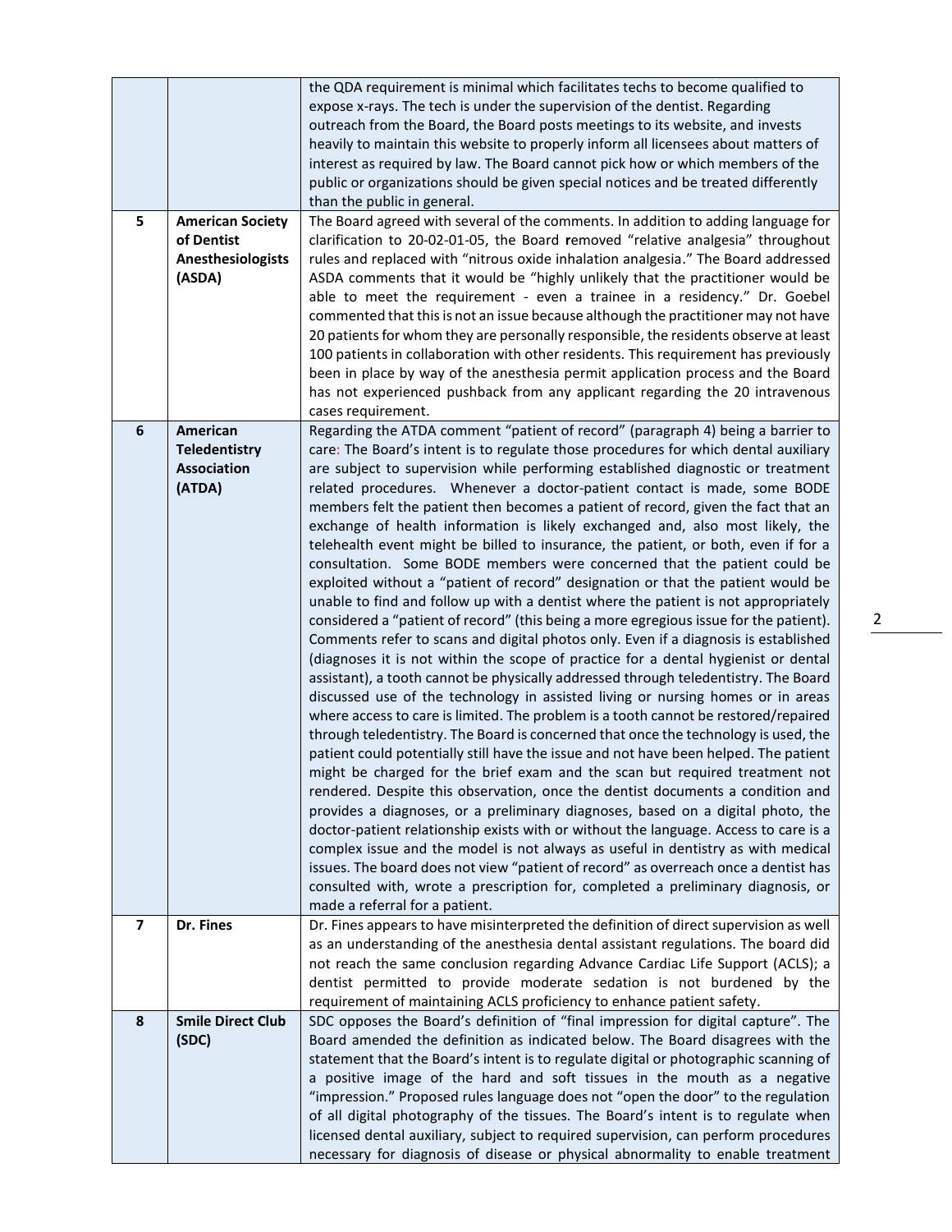| | | |
|---|---|---|
| | | the QDA requirement is minimal which facilitates techs to become qualified to expose x-rays. The tech is under the supervision of the dentist. Regarding outreach from the Board, the Board posts meetings to its website, and invests heavily to maintain this website to properly inform all licensees about matters of interest as required by law. The Board cannot pick how or which members of the public or organizations should be given special notices and be treated differently than the public in general. |
| 5 | **American Society of Dentist Anesthesiologists (ASDA)** | The Board agreed with several of the comments. In addition to adding language for clarification to 20-02-01-05, the Board removed "relative analgesia" throughout rules and replaced with "nitrous oxide inhalation analgesia." The Board addressed ASDA comments that it would be "highly unlikely that the practitioner would be able to meet the requirement - even a trainee in a residency." Dr. Goebel commented that this is not an issue because although the practitioner may not have 20 patients for whom they are personally responsible, the residents observe at least 100 patients in collaboration with other residents. This requirement has previously been in place by way of the anesthesia permit application process and the Board has not experienced pushback from any applicant regarding the 20 intravenous cases requirement. |
| 6 | **American Teledentistry Association (ATDA)** | Regarding the ATDA comment "patient of record" (paragraph 4) being a barrier to care: The Board's intent is to regulate those procedures for which dental auxiliary are subject to supervision while performing established diagnostic or treatment related procedures. Whenever a doctor-patient contact is made, some BODE members felt the patient then becomes a patient of record, given the fact that an exchange of health information is likely exchanged and, also most likely, the telehealth event might be billed to insurance, the patient, or both, even if for a consultation. Some BODE members were concerned that the patient could be exploited without a "patient of record" designation or that the patient would be unable to find and follow up with a dentist where the patient is not appropriately considered a "patient of record" (this being a more egregious issue for the patient). Comments refer to scans and digital photos only. Even if a diagnosis is established (diagnoses it is not within the scope of practice for a dental hygienist or dental assistant), a tooth cannot be physically addressed through teledentistry. The Board discussed use of the technology in assisted living or nursing homes or in areas where access to care is limited. The problem is a tooth cannot be restored/repaired through teledentistry. The Board is concerned that once the technology is used, the patient could potentially still have the issue and not have been helped. The patient might be charged for the brief exam and the scan but required treatment not rendered. Despite this observation, once the dentist documents a condition and provides a diagnoses, or a preliminary diagnoses, based on a digital photo, the doctor-patient relationship exists with or without the language. Access to care is a complex issue and the model is not always as useful in dentistry as with medical issues. The board does not view "patient of record" as overreach once a dentist has consulted with, wrote a prescription for, completed a preliminary diagnosis, or made a referral for a patient. |
| 7 | **Dr. Fines** | Dr. Fines appears to have misinterpreted the definition of direct supervision as well as an understanding of the anesthesia dental assistant regulations. The board did not reach the same conclusion regarding Advance Cardiac Life Support (ACLS); a dentist permitted to provide moderate sedation is not burdened by the requirement of maintaining ACLS proficiency to enhance patient safety. |
| 8 | **Smile Direct Club (SDC)** | SDC opposes the Board's definition of "final impression for digital capture". The Board amended the definition as indicated below. The Board disagrees with the statement that the Board's intent is to regulate digital or photographic scanning of a positive image of the hard and soft tissues in the mouth as a negative "impression." Proposed rules language does not "open the door" to the regulation of all digital photography of the tissues. The Board's intent is to regulate when licensed dental auxiliary, subject to required supervision, can perform procedures necessary for diagnosis of disease or physical abnormality to enable treatment |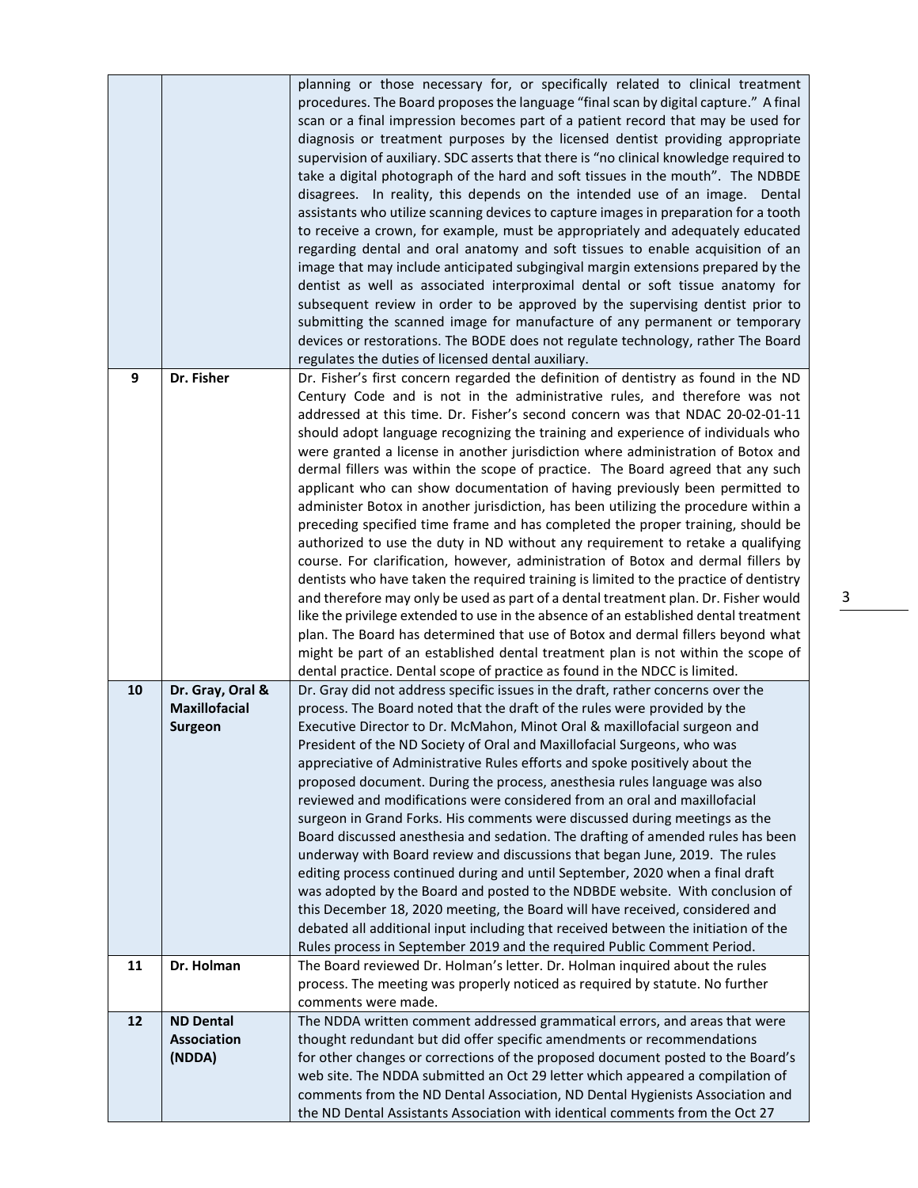| | | |
|---|---|---|
| | | planning or those necessary for, or specifically related to clinical treatment procedures. The Board proposes the language "final scan by digital capture." A final scan or a final impression becomes part of a patient record that may be used for diagnosis or treatment purposes by the licensed dentist providing appropriate supervision of auxiliary. SDC asserts that there is "no clinical knowledge required to take a digital photograph of the hard and soft tissues in the mouth". The NDBDE disagrees. In reality, this depends on the intended use of an image. Dental assistants who utilize scanning devices to capture images in preparation for a tooth to receive a crown, for example, must be appropriately and adequately educated regarding dental and oral anatomy and soft tissues to enable acquisition of an image that may include anticipated subgingival margin extensions prepared by the dentist as well as associated interproximal dental or soft tissue anatomy for subsequent review in order to be approved by the supervising dentist prior to submitting the scanned image for manufacture of any permanent or temporary devices or restorations. The BODE does not regulate technology, rather The Board regulates the duties of licensed dental auxiliary. |
| 9 | **Dr. Fisher** | Dr. Fisher's first concern regarded the definition of dentistry as found in the ND Century Code and is not in the administrative rules, and therefore was not addressed at this time. Dr. Fisher's second concern was that NDAC 20-02-01-11 should adopt language recognizing the training and experience of individuals who were granted a license in another jurisdiction where administration of Botox and dermal fillers was within the scope of practice. The Board agreed that any such applicant who can show documentation of having previously been permitted to administer Botox in another jurisdiction, has been utilizing the procedure within a preceding specified time frame and has completed the proper training, should be authorized to use the duty in ND without any requirement to retake a qualifying course. For clarification, however, administration of Botox and dermal fillers by dentists who have taken the required training is limited to the practice of dentistry and therefore may only be used as part of a dental treatment plan. Dr. Fisher would like the privilege extended to use in the absence of an established dental treatment plan. The Board has determined that use of Botox and dermal fillers beyond what might be part of an established dental treatment plan is not within the scope of dental practice. Dental scope of practice as found in the NDCC is limited. |
| 10 | **Dr. Gray, Oral & Maxillofacial Surgeon** | Dr. Gray did not address specific issues in the draft, rather concerns over the process. The Board noted that the draft of the rules were provided by the Executive Director to Dr. McMahon, Minot Oral & maxillofacial surgeon and President of the ND Society of Oral and Maxillofacial Surgeons, who was appreciative of Administrative Rules efforts and spoke positively about the proposed document. During the process, anesthesia rules language was also reviewed and modifications were considered from an oral and maxillofacial surgeon in Grand Forks. His comments were discussed during meetings as the Board discussed anesthesia and sedation. The drafting of amended rules has been underway with Board review and discussions that began June, 2019. The rules editing process continued during and until September, 2020 when a final draft was adopted by the Board and posted to the NDBDE website. With conclusion of this December 18, 2020 meeting, the Board will have received, considered and debated all additional input including that received between the initiation of the Rules process in September 2019 and the required Public Comment Period. |
| 11 | **Dr. Holman** | The Board reviewed Dr. Holman's letter. Dr. Holman inquired about the rules process. The meeting was properly noticed as required by statute. No further comments were made. |
| 12 | **ND Dental Association (NDDA)** | The NDDA written comment addressed grammatical errors, and areas that were thought redundant but did offer specific amendments or recommendations for other changes or corrections of the proposed document posted to the Board's web site. The NDDA submitted an Oct 29 letter which appeared a compilation of comments from the ND Dental Association, ND Dental Hygienists Association and the ND Dental Assistants Association with identical comments from the Oct 27 |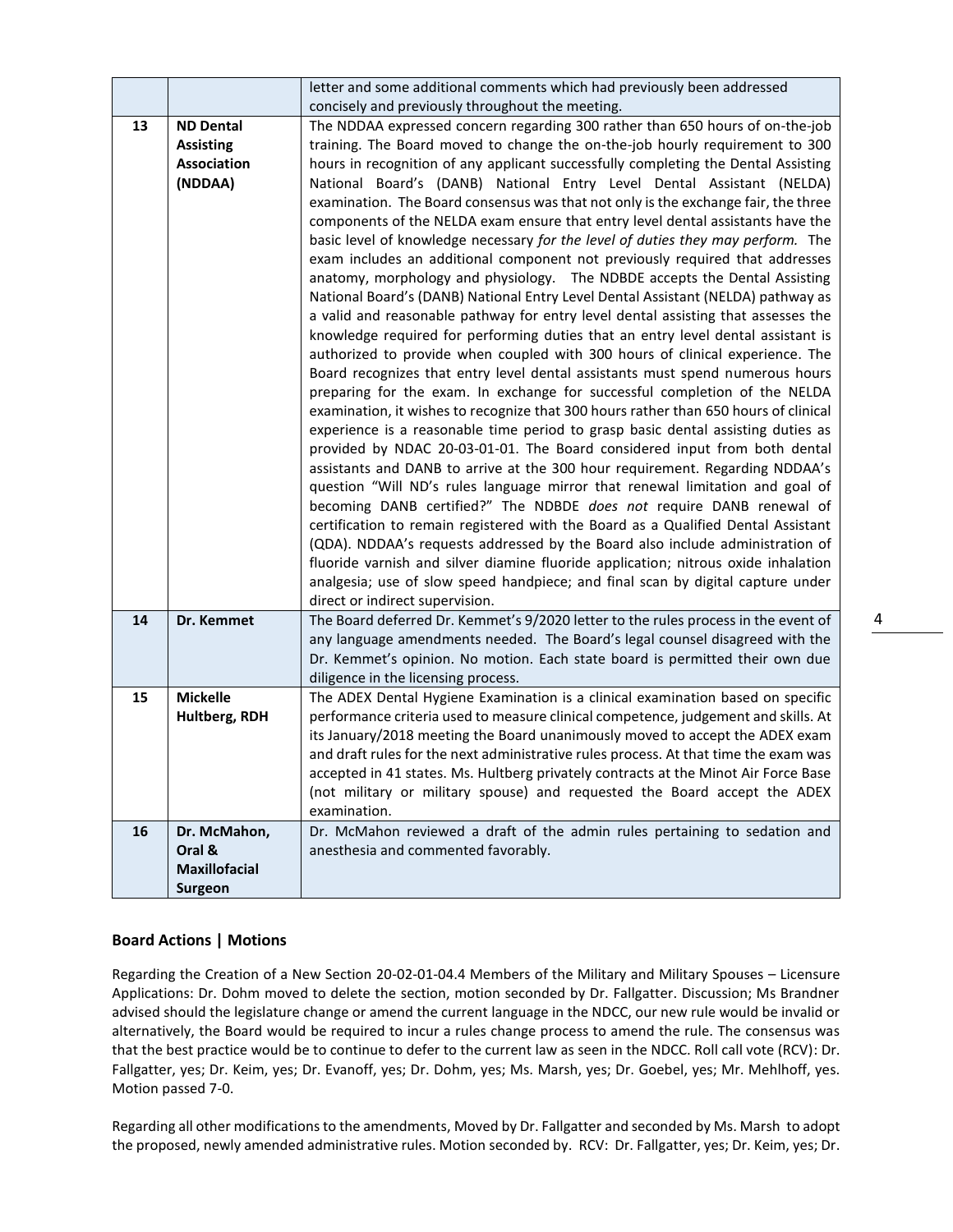| | | |
|---|---|---|
| | | letter and some additional comments which had previously been addressed concisely and previously throughout the meeting. |
| 13 | **ND Dental Assisting Association (NDDAA)** | The NDDAA expressed concern regarding 300 rather than 650 hours of on-the-job training. The Board moved to change the on-the-job hourly requirement to 300 hours in recognition of any applicant successfully completing the Dental Assisting National Board's (DANB) National Entry Level Dental Assistant (NELDA) examination. The Board consensus was that not only is the exchange fair, the three components of the NELDA exam ensure that entry level dental assistants have the basic level of knowledge necessary *for the level of duties they may perform.* The exam includes an additional component not previously required that addresses anatomy, morphology and physiology. The NDBDE accepts the Dental Assisting National Board's (DANB) National Entry Level Dental Assistant (NELDA) pathway as a valid and reasonable pathway for entry level dental assisting that assesses the knowledge required for performing duties that an entry level dental assistant is authorized to provide when coupled with 300 hours of clinical experience. The Board recognizes that entry level dental assistants must spend numerous hours preparing for the exam. In exchange for successful completion of the NELDA examination, it wishes to recognize that 300 hours rather than 650 hours of clinical experience is a reasonable time period to grasp basic dental assisting duties as provided by NDAC 20-03-01-01. The Board considered input from both dental assistants and DANB to arrive at the 300 hour requirement. Regarding NDDAA's question "Will ND's rules language mirror that renewal limitation and goal of becoming DANB certified?" The NDBDE *does not* require DANB renewal of certification to remain registered with the Board as a Qualified Dental Assistant (QDA). NDDAA's requests addressed by the Board also include administration of fluoride varnish and silver diamine fluoride application; nitrous oxide inhalation analgesia; use of slow speed handpiece; and final scan by digital capture under direct or indirect supervision. |
| 14 | **Dr. Kemmet** | The Board deferred Dr. Kemmet's 9/2020 letter to the rules process in the event of any language amendments needed. The Board's legal counsel disagreed with the Dr. Kemmet's opinion. No motion. Each state board is permitted their own due diligence in the licensing process. |
| 15 | **Mickelle Hultberg, RDH** | The ADEX Dental Hygiene Examination is a clinical examination based on specific performance criteria used to measure clinical competence, judgement and skills. At its January/2018 meeting the Board unanimously moved to accept the ADEX exam and draft rules for the next administrative rules process. At that time the exam was accepted in 41 states. Ms. Hultberg privately contracts at the Minot Air Force Base (not military or military spouse) and requested the Board accept the ADEX examination. |
| 16 | **Dr. McMahon, Oral & Maxillofacial Surgeon** | Dr. McMahon reviewed a draft of the admin rules pertaining to sedation and anesthesia and commented favorably. |

### Board Actions | Motions

Regarding the Creation of a New Section 20-02-01-04.4 Members of the Military and Military Spouses – Licensure Applications: Dr. Dohm moved to delete the section, motion seconded by Dr. Fallgatter. Discussion; Ms Brandner advised should the legislature change or amend the current language in the NDCC, our new rule would be invalid or alternatively, the Board would be required to incur a rules change process to amend the rule. The consensus was that the best practice would be to continue to defer to the current law as seen in the NDCC. Roll call vote (RCV): Dr. Fallgatter, yes; Dr. Keim, yes; Dr. Evanoff, yes; Dr. Dohm, yes; Ms. Marsh, yes; Dr. Goebel, yes; Mr. Mehlhoff, yes. Motion passed 7-0.

Regarding all other modifications to the amendments, Moved by Dr. Fallgatter and seconded by Ms. Marsh to adopt the proposed, newly amended administrative rules. Motion seconded by. RCV: Dr. Fallgatter, yes; Dr. Keim, yes; Dr.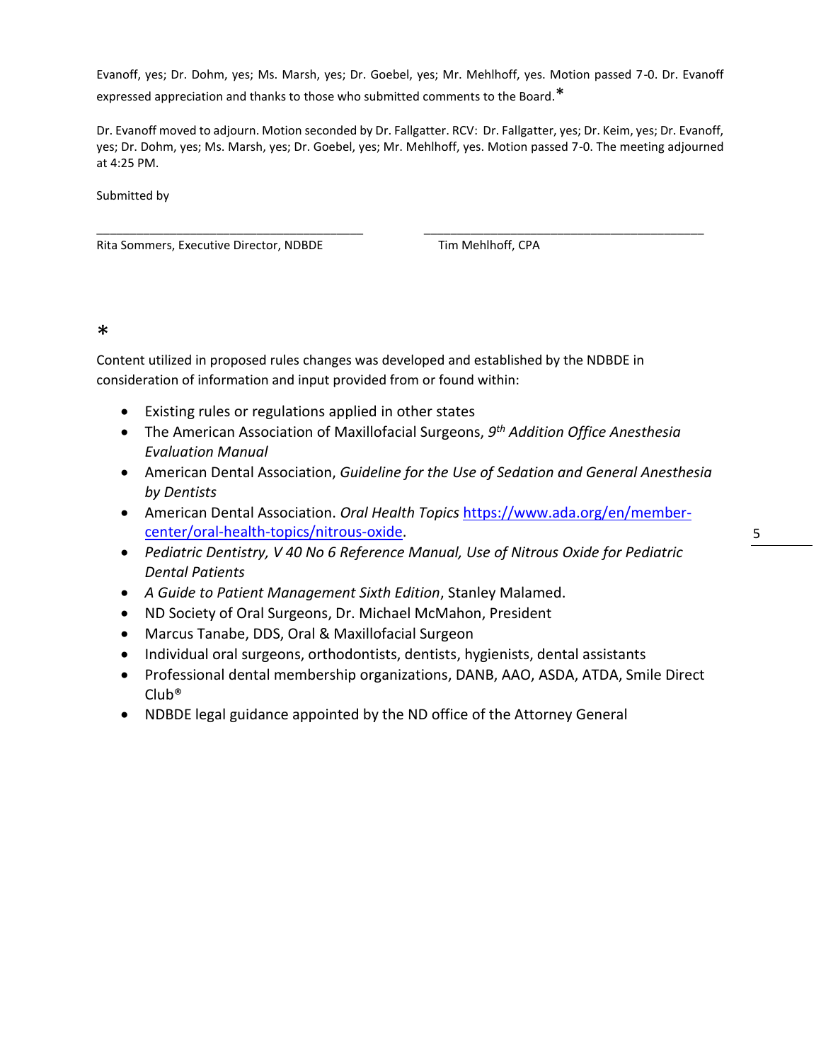Evanoff, yes; Dr. Dohm, yes; Ms. Marsh, yes; Dr. Goebel, yes; Mr. Mehlhoff, yes. Motion passed 7-0. Dr. Evanoff expressed appreciation and thanks to those who submitted comments to the Board.*

Dr. Evanoff moved to adjourn. Motion seconded by Dr. Fallgatter. RCV: Dr. Fallgatter, yes; Dr. Keim, yes; Dr. Evanoff, yes; Dr. Dohm, yes; Ms. Marsh, yes; Dr. Goebel, yes; Mr. Mehlhoff, yes. Motion passed 7-0. The meeting adjourned at 4:25 PM.

Submitted by

\_\_\_\_\_\_\_\_\_\_\_\_\_\_\_\_\_\_\_\_\_\_\_\_\_\_\_\_\_\_\_\_\_\_\_\_\_\_ \_\_\_\_\_\_\_\_\_\_\_\_\_\_\_\_\_\_\_\_\_\_\_\_\_\_\_\_\_\_\_\_\_\_\_\_\_\_\_\_\_\_

Rita Sommers, Executive Director, NDBDE Tim Mehlhoff, CPA

*

Content utilized in proposed rules changes was developed and established by the NDBDE in consideration of information and input provided from or found within:

- Existing rules or regulations applied in other states
- The American Association of Maxillofacial Surgeons, 9th *Addition Office Anesthesia Evaluation Manual*
- American Dental Association, *Guideline for the Use of Sedation and General Anesthesia by Dentists*
- American Dental Association. *Oral Health Topics* https://www.ada.org/en/member-center/oral-health-topics/nitrous-oxide.
- *Pediatric Dentistry, V 40 No 6 Reference Manual, Use of Nitrous Oxide for Pediatric Dental Patients*
- *A Guide to Patient Management Sixth Edition*, Stanley Malamed.
- ND Society of Oral Surgeons, Dr. Michael McMahon, President
- Marcus Tanabe, DDS, Oral & Maxillofacial Surgeon
- Individual oral surgeons, orthodontists, dentists, hygienists, dental assistants
- Professional dental membership organizations, DANB, AAO, ASDA, ATDA, Smile Direct Club®
- NDBDE legal guidance appointed by the ND office of the Attorney General